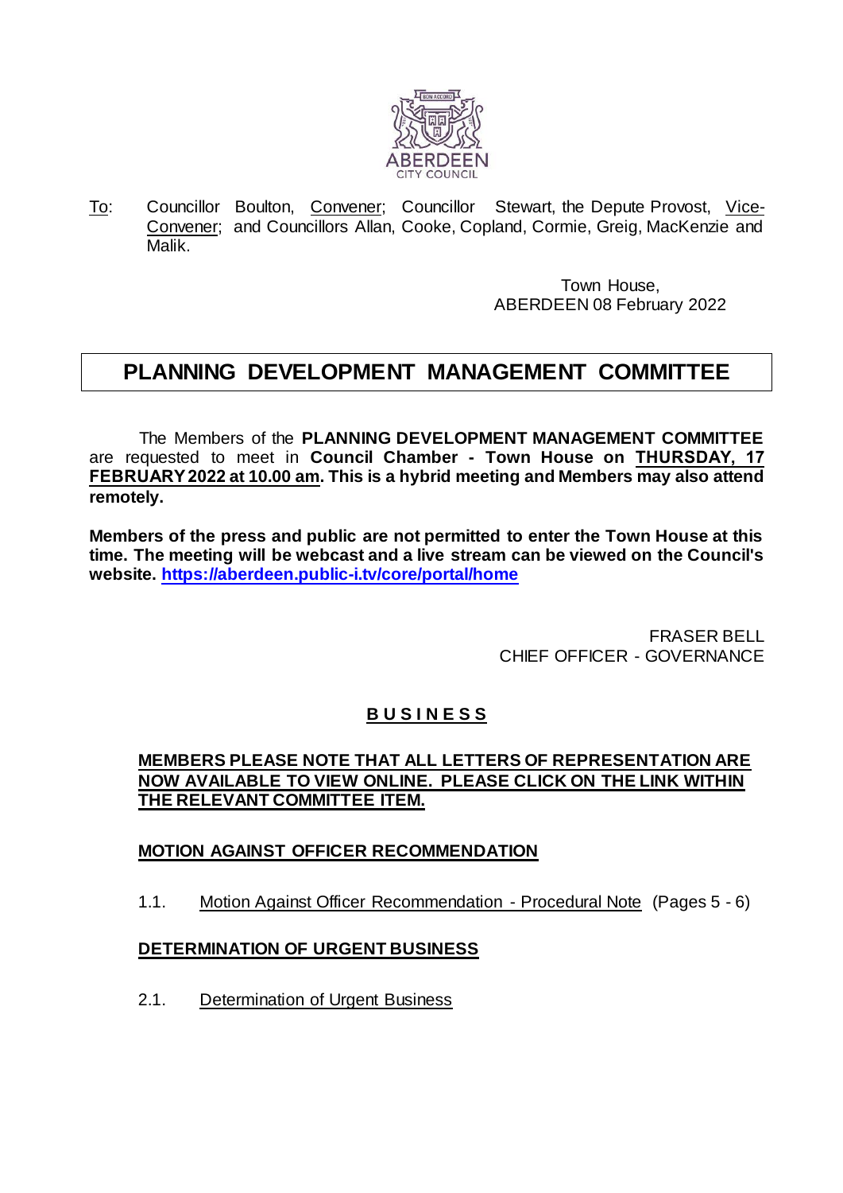ABERDEEN CITY COUNCIL

To: Councillor Boulton, Convener; Councillor Stewart, the Depute Provost, Vice-Convener; and Councillors Allan, Cooke, Copland, Cormie, Greig, MacKenzie and Malik.

Town House,
ABERDEEN 08 February 2022

# PLANNING DEVELOPMENT MANAGEMENT COMMITTEE

The Members of the **PLANNING DEVELOPMENT MANAGEMENT COMMITTEE** are requested to meet in **Council Chamber - Town House on THURSDAY, 17 FEBRUARY 2022 at 10.00 am. This is a hybrid meeting and Members may also attend remotely.**

**Members of the press and public are not permitted to enter the Town House at this time. The meeting will be webcast and a live stream can be viewed on the Council's website. https://aberdeen.public-i.tv/core/portal/home**

FRASER BELL
CHIEF OFFICER - GOVERNANCE

## BUSINESS

**MEMBERS PLEASE NOTE THAT ALL LETTERS OF REPRESENTATION ARE NOW AVAILABLE TO VIEW ONLINE. PLEASE CLICK ON THE LINK WITHIN THE RELEVANT COMMITTEE ITEM.**

**MOTION AGAINST OFFICER RECOMMENDATION**

1.1. Motion Against Officer Recommendation - Procedural Note (Pages 5 - 6)

**DETERMINATION OF URGENT BUSINESS**

2.1. Determination of Urgent Business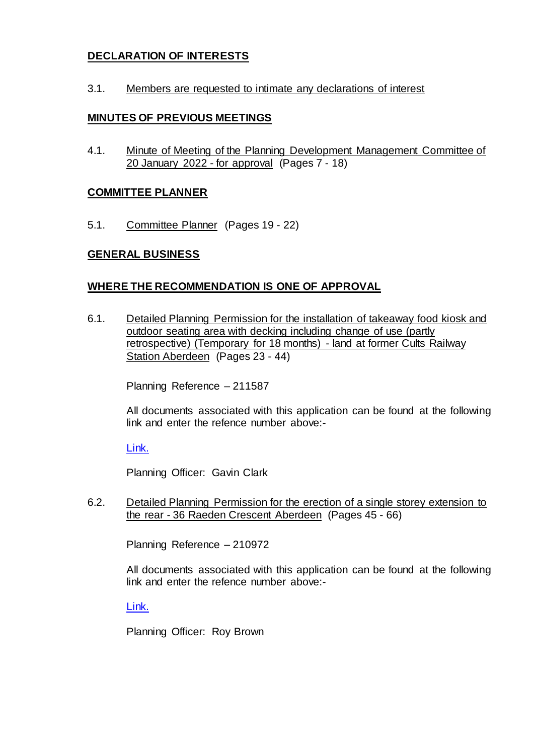## DECLARATION OF INTERESTS

3.1. Members are requested to intimate any declarations of interest

## MINUTES OF PREVIOUS MEETINGS

4.1. Minute of Meeting of the Planning Development Management Committee of 20 January 2022 - for approval (Pages 7 - 18)

## COMMITTEE PLANNER

5.1. Committee Planner (Pages 19 - 22)

## GENERAL BUSINESS

## WHERE THE RECOMMENDATION IS ONE OF APPROVAL

6.1. Detailed Planning Permission for the installation of takeaway food kiosk and outdoor seating area with decking including change of use (partly retrospective) (Temporary for 18 months) - land at former Cults Railway Station Aberdeen (Pages 23 - 44)

Planning Reference – 211587

All documents associated with this application can be found at the following link and enter the refence number above:-

Link.

Planning Officer: Gavin Clark

6.2. Detailed Planning Permission for the erection of a single storey extension to the rear - 36 Raeden Crescent Aberdeen (Pages 45 - 66)

Planning Reference – 210972

All documents associated with this application can be found at the following link and enter the refence number above:-

Link.

Planning Officer: Roy Brown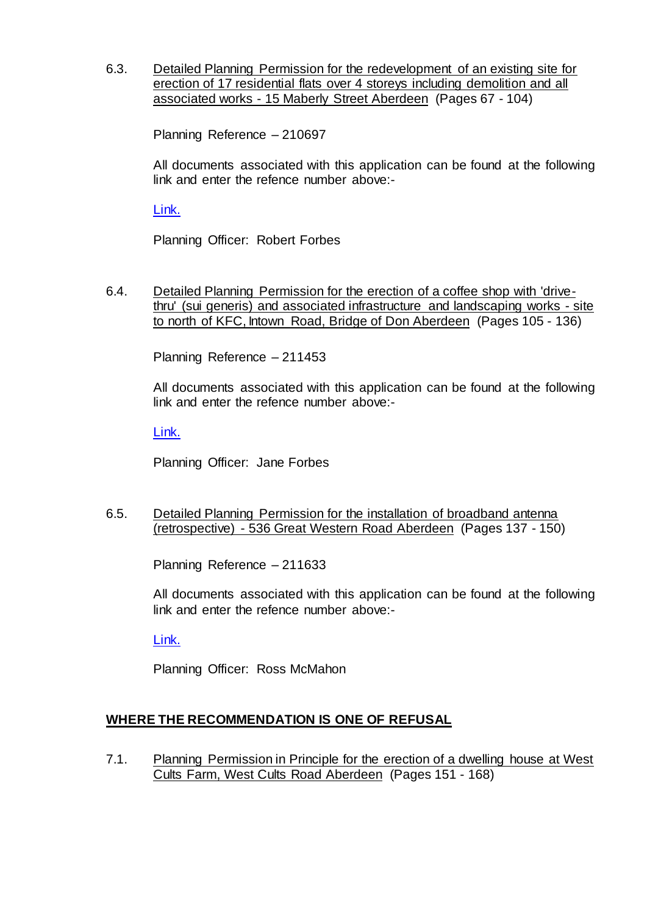6.3. Detailed Planning Permission for the redevelopment of an existing site for erection of 17 residential flats over 4 storeys including demolition and all associated works - 15 Maberly Street Aberdeen (Pages 67 - 104)

Planning Reference – 210697

All documents associated with this application can be found at the following link and enter the refence number above:-

Link.

Planning Officer: Robert Forbes

6.4. Detailed Planning Permission for the erection of a coffee shop with 'drive-thru' (sui generis) and associated infrastructure and landscaping works - site to north of KFC, Intown Road, Bridge of Don Aberdeen (Pages 105 - 136)

Planning Reference – 211453

All documents associated with this application can be found at the following link and enter the refence number above:-

Link.

Planning Officer: Jane Forbes

6.5. Detailed Planning Permission for the installation of broadband antenna (retrospective) - 536 Great Western Road Aberdeen (Pages 137 - 150)

Planning Reference – 211633

All documents associated with this application can be found at the following link and enter the refence number above:-

Link.

Planning Officer: Ross McMahon

## WHERE THE RECOMMENDATION IS ONE OF REFUSAL

7.1. Planning Permission in Principle for the erection of a dwelling house at West Cults Farm, West Cults Road Aberdeen (Pages 151 - 168)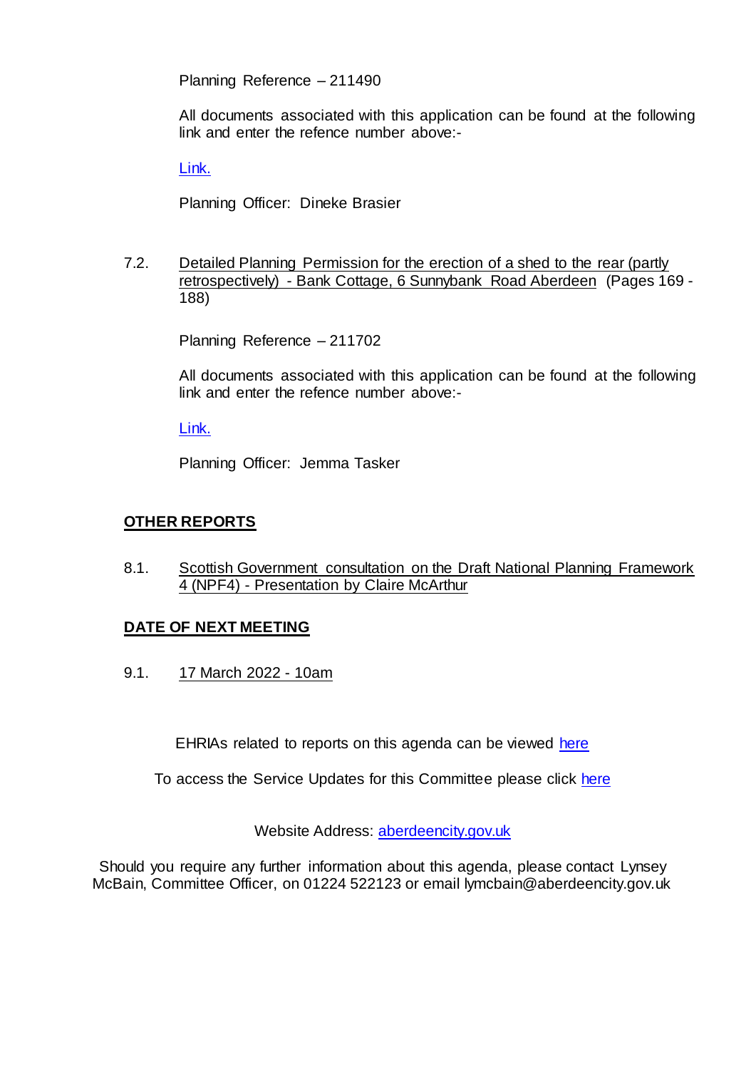Planning Reference – 211490

All documents associated with this application can be found at the following link and enter the refence number above:-

Link.

Planning Officer: Dineke Brasier

7.2. Detailed Planning Permission for the erection of a shed to the rear (partly retrospectively) - Bank Cottage, 6 Sunnybank Road Aberdeen (Pages 169 - 188)

Planning Reference – 211702

All documents associated with this application can be found at the following link and enter the refence number above:-

Link.

Planning Officer: Jemma Tasker

## OTHER REPORTS

8.1. Scottish Government consultation on the Draft National Planning Framework 4 (NPF4) - Presentation by Claire McArthur

## DATE OF NEXT MEETING

9.1. 17 March 2022 - 10am

EHRIAs related to reports on this agenda can be viewed here

To access the Service Updates for this Committee please click here

Website Address: aberdeencity.gov.uk

Should you require any further information about this agenda, please contact Lynsey McBain, Committee Officer, on 01224 522123 or email lymcbain@aberdeencity.gov.uk